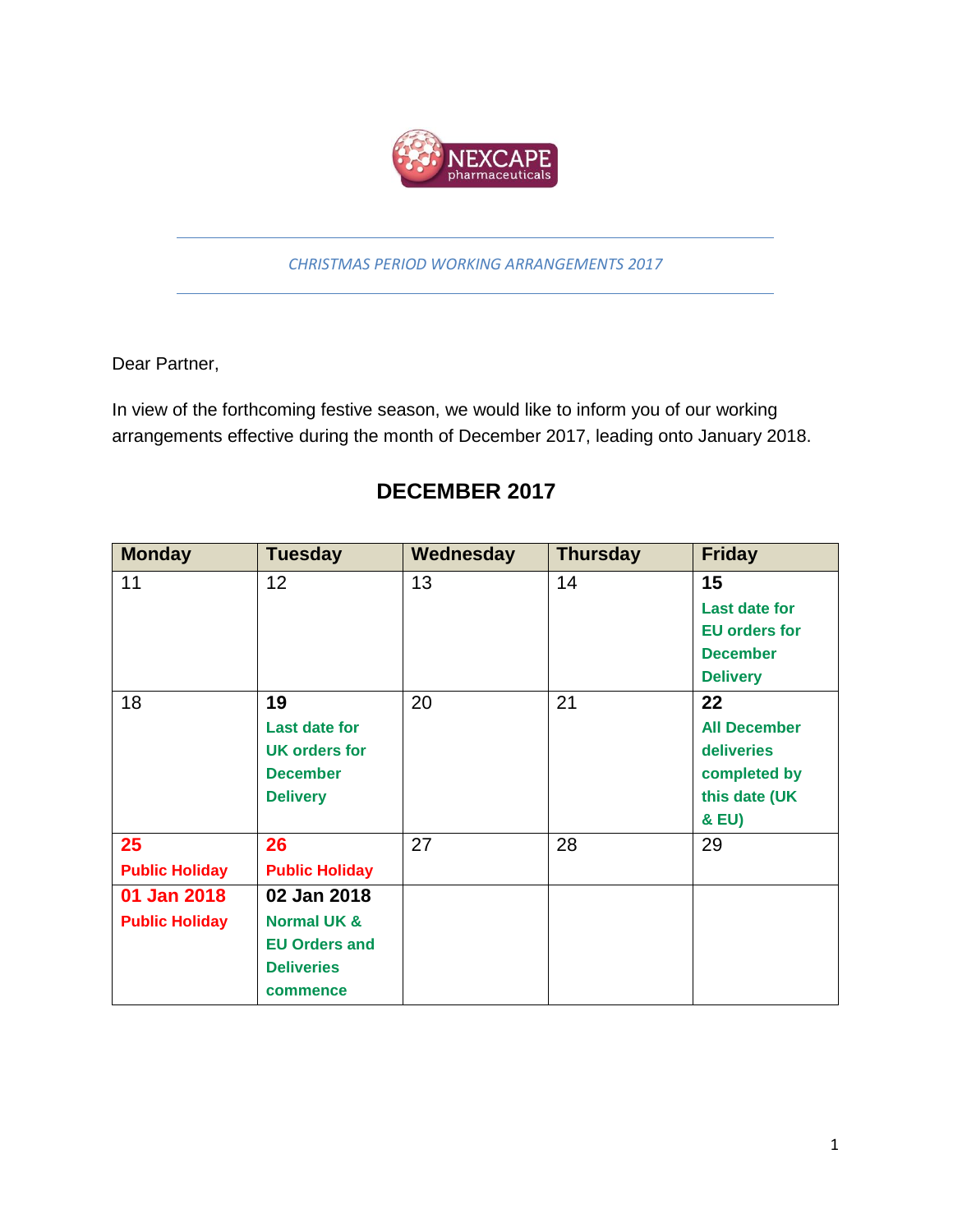*CHRISTMAS PERIOD WORKING ARRANGEMENTS 2017*

Dear Partner,

In view of the forthcoming festive season, we would like to inform you of our working arrangements effective during the month of December 2017, leading onto January 2018.

## DECEMBER 2017

| Monday | Tuesday | Wednesday | Thursday | Friday |
|---|---|---|---|---|
| 11 | 12 | 13 | 14 | **15** **Last date for EU orders for December Delivery** |
| 18 | **19** **Last date for UK orders for December Delivery** | 20 | 21 | **22** **All December deliveries completed by this date (UK & EU)** |
| **25** **Public Holiday** | **26** **Public Holiday** | 27 | 28 | 29 |
| **01 Jan 2018** **Public Holiday** | **02 Jan 2018** **Normal UK & EU Orders and Deliveries commence** | | | |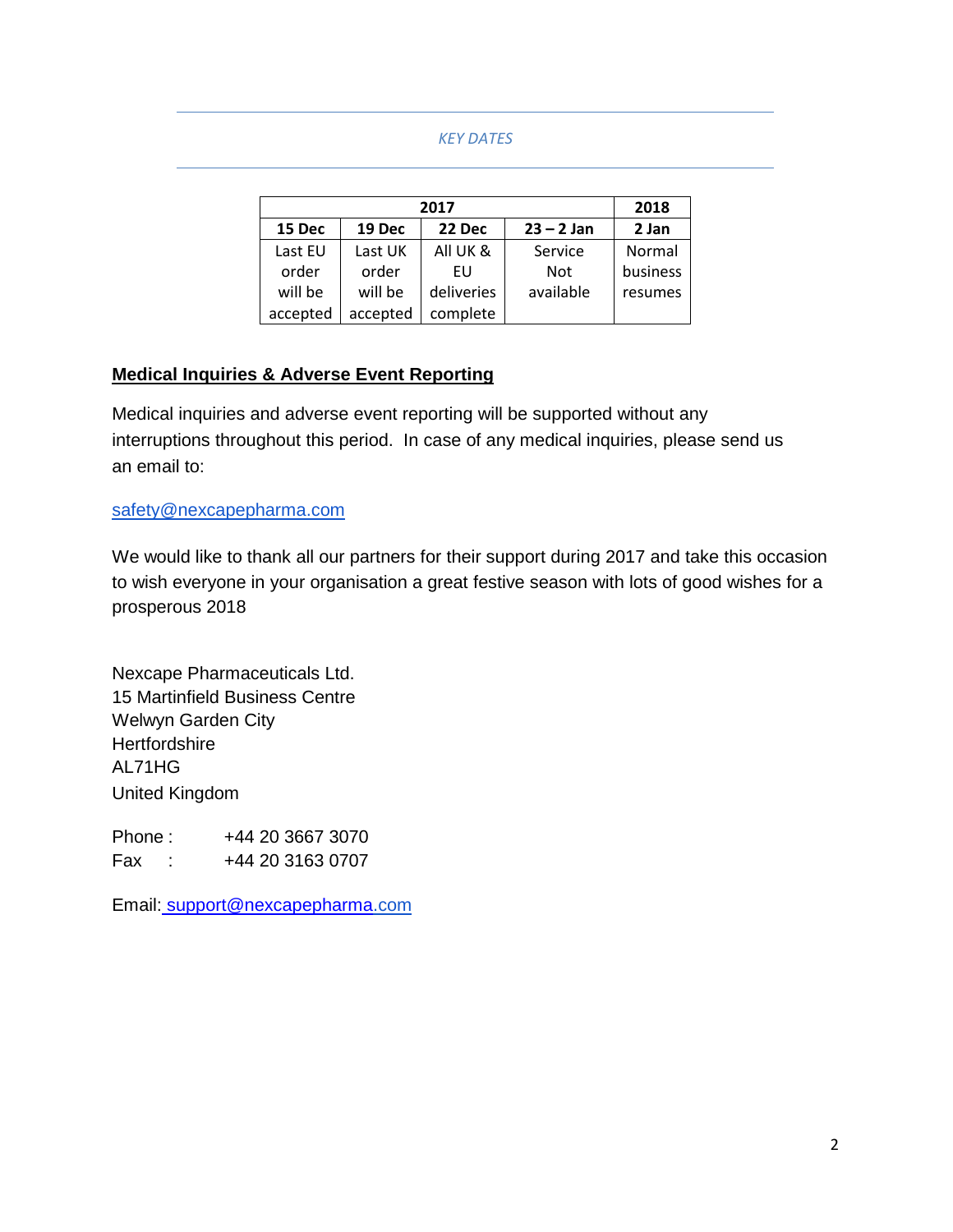*KEY DATES*

| 2017 | | | | 2018 |
|---|---|---|---|---|
| **15 Dec** | **19 Dec** | **22 Dec** | **23 – 2 Jan** | **2 Jan** |
| Last EU order will be accepted | Last UK order will be accepted | All UK & EU deliveries complete | Service Not available | Normal business resumes |

## Medical Inquiries & Adverse Event Reporting

Medical inquiries and adverse event reporting will be supported without any interruptions throughout this period. In case of any medical inquiries, please send us an email to:

safety@nexcapepharma.com

We would like to thank all our partners for their support during 2017 and take this occasion to wish everyone in your organisation a great festive season with lots of good wishes for a prosperous 2018

Nexcape Pharmaceuticals Ltd.
15 Martinfield Business Centre
Welwyn Garden City
Hertfordshire
AL71HG
United Kingdom

Phone : +44 20 3667 3070
Fax : +44 20 3163 0707

Email: support@nexcapepharma.com